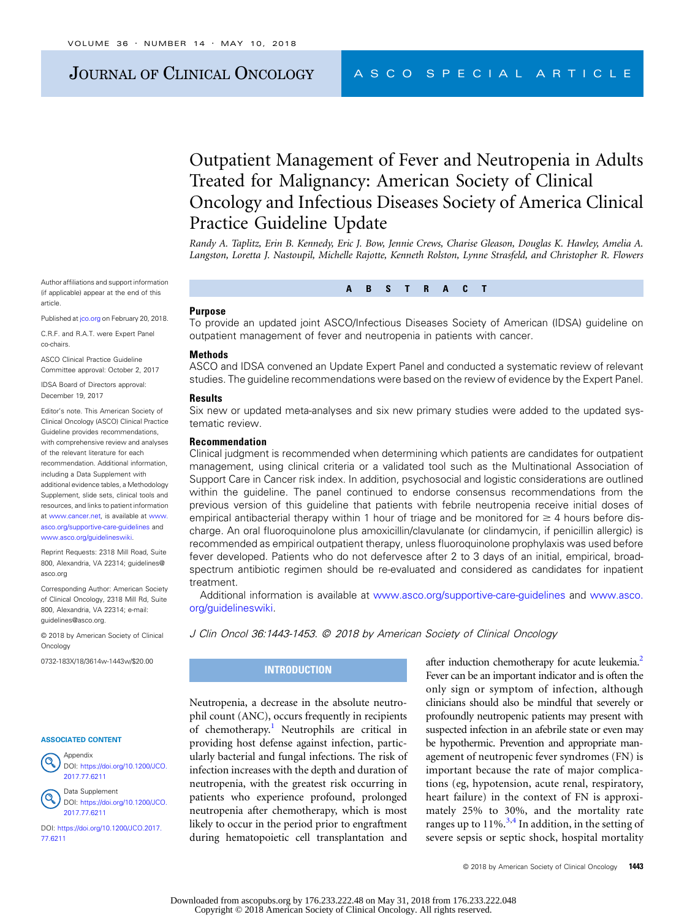JOURNAL OF CLINICAL ONCOLOGY

ASCO SPECIAL ARTICLE

# Outpatient Management of Fever and Neutropenia in Adults Treated for Malignancy: American Society of Clinical Oncology and Infectious Diseases Society of America Clinical Practice Guideline Update

*Randy A. Taplitz, Erin B. Kennedy, Eric J. Bow, Jennie Crews, Charise Gleason, Douglas K. Hawley, Amelia A. Langston, Loretta J. Nastoupil, Michelle Rajotte, Kenneth Rolston, Lynne Strasfeld, and Christopher R. Flowers*

Author affiliations and support information (if applicable) appear at the end of this article.

Published at jco.org on February 20, 2018.

C.R.F. and R.A.T. were Expert Panel co-chairs.

ASCO Clinical Practice Guideline Committee approval: October 2, 2017

IDSA Board of Directors approval: December 19, 2017

Editor's note. This American Society of Clinical Oncology (ASCO) Clinical Practice Guideline provides recommendations, with comprehensive review and analyses of the relevant literature for each recommendation. Additional information, including a Data Supplement with additional evidence tables, a Methodology Supplement, slide sets, clinical tools and resources, and links to patient information at www.cancer.net, is available at www.asco.org/supportive-care-guidelines and www.asco.org/guidelineswiki.

Reprint Requests: 2318 Mill Road, Suite 800, Alexandria, VA 22314; guidelines@asco.org

Corresponding Author: American Society of Clinical Oncology, 2318 Mill Rd, Suite 800, Alexandria, VA 22314; e-mail: guidelines@asco.org.

© 2018 by American Society of Clinical Oncology

0732-183X/18/3614w-1443w/$20.00

**ASSOCIATED CONTENT**

Appendix
DOI: https://doi.org/10.1200/JCO.2017.77.6211

Data Supplement
DOI: https://doi.org/10.1200/JCO.2017.77.6211

DOI: https://doi.org/10.1200/JCO.2017.77.6211

## ABSTRACT

### Purpose

To provide an updated joint ASCO/Infectious Diseases Society of American (IDSA) guideline on outpatient management of fever and neutropenia in patients with cancer.

### Methods

ASCO and IDSA convened an Update Expert Panel and conducted a systematic review of relevant studies. The guideline recommendations were based on the review of evidence by the Expert Panel.

### Results

Six new or updated meta-analyses and six new primary studies were added to the updated systematic review.

### Recommendation

Clinical judgment is recommended when determining which patients are candidates for outpatient management, using clinical criteria or a validated tool such as the Multinational Association of Support Care in Cancer risk index. In addition, psychosocial and logistic considerations are outlined within the guideline. The panel continued to endorse consensus recommendations from the previous version of this guideline that patients with febrile neutropenia receive initial doses of empirical antibacterial therapy within 1 hour of triage and be monitored for ≥ 4 hours before discharge. An oral fluoroquinolone plus amoxicillin/clavulanate (or clindamycin, if penicillin allergic) is recommended as empirical outpatient therapy, unless fluoroquinolone prophylaxis was used before fever developed. Patients who do not defervesce after 2 to 3 days of an initial, empirical, broad-spectrum antibiotic regimen should be re-evaluated and considered as candidates for inpatient treatment.

Additional information is available at www.asco.org/supportive-care-guidelines and www.asco.org/guidelineswiki.

*J Clin Oncol 36:1443-1453. © 2018 by American Society of Clinical Oncology*

## INTRODUCTION

Neutropenia, a decrease in the absolute neutrophil count (ANC), occurs frequently in recipients of chemotherapy.[1] Neutrophils are critical in providing host defense against infection, particularly bacterial and fungal infections. The risk of infection increases with the depth and duration of neutropenia, with the greatest risk occurring in patients who experience profound, prolonged neutropenia after chemotherapy, which is most likely to occur in the period prior to engraftment during hematopoietic cell transplantation and after induction chemotherapy for acute leukemia.[2] Fever can be an important indicator and is often the only sign or symptom of infection, although clinicians should also be mindful that severely or profoundly neutropenic patients may present with suspected infection in an afebrile state or even may be hypothermic. Prevention and appropriate management of neutropenic fever syndromes (FN) is important because the rate of major complications (eg, hypotension, acute renal, respiratory, heart failure) in the context of FN is approximately 25% to 30%, and the mortality rate ranges up to 11%.[3,4] In addition, in the setting of severe sepsis or septic shock, hospital mortality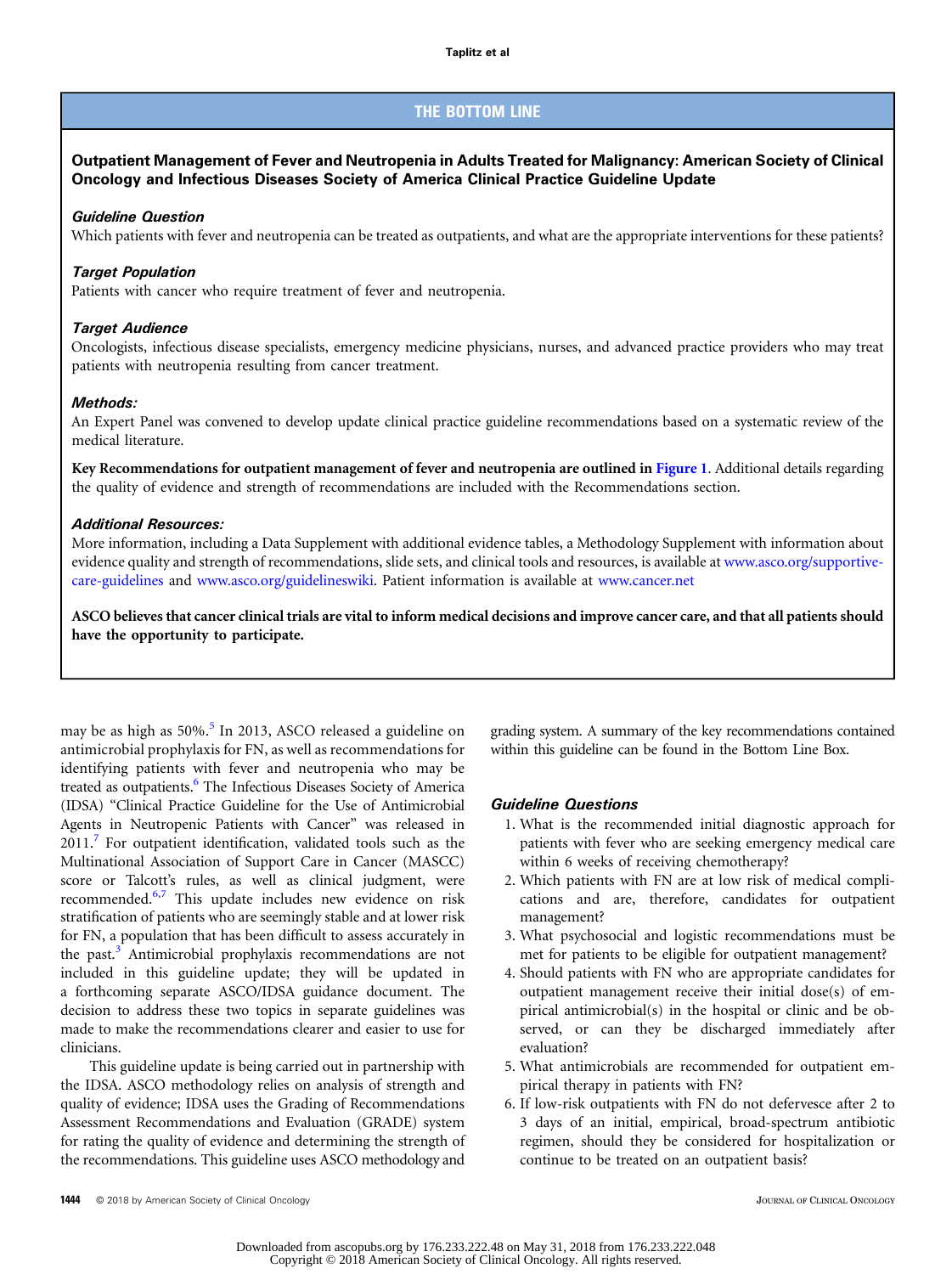## THE BOTTOM LINE

**Outpatient Management of Fever and Neutropenia in Adults Treated for Malignancy: American Society of Clinical Oncology and Infectious Diseases Society of America Clinical Practice Guideline Update**

***Guideline Question***

Which patients with fever and neutropenia can be treated as outpatients, and what are the appropriate interventions for these patients?

***Target Population***

Patients with cancer who require treatment of fever and neutropenia.

***Target Audience***

Oncologists, infectious disease specialists, emergency medicine physicians, nurses, and advanced practice providers who may treat patients with neutropenia resulting from cancer treatment.

***Methods:***

An Expert Panel was convened to develop update clinical practice guideline recommendations based on a systematic review of the medical literature.

**Key Recommendations for outpatient management of fever and neutropenia are outlined in Figure 1.** Additional details regarding the quality of evidence and strength of recommendations are included with the Recommendations section.

***Additional Resources:***

More information, including a Data Supplement with additional evidence tables, a Methodology Supplement with information about evidence quality and strength of recommendations, slide sets, and clinical tools and resources, is available at www.asco.org/supportive-care-guidelines and www.asco.org/guidelineswiki. Patient information is available at www.cancer.net

**ASCO believes that cancer clinical trials are vital to inform medical decisions and improve cancer care, and that all patients should have the opportunity to participate.**

may be as high as 50%.[5] In 2013, ASCO released a guideline on antimicrobial prophylaxis for FN, as well as recommendations for identifying patients with fever and neutropenia who may be treated as outpatients.[6] The Infectious Diseases Society of America (IDSA) "Clinical Practice Guideline for the Use of Antimicrobial Agents in Neutropenic Patients with Cancer" was released in 2011.[7] For outpatient identification, validated tools such as the Multinational Association of Support Care in Cancer (MASCC) score or Talcott's rules, as well as clinical judgment, were recommended.[6,7] This update includes new evidence on risk stratification of patients who are seemingly stable and at lower risk for FN, a population that has been difficult to assess accurately in the past.[3] Antimicrobial prophylaxis recommendations are not included in this guideline update; they will be updated in a forthcoming separate ASCO/IDSA guidance document. The decision to address these two topics in separate guidelines was made to make the recommendations clearer and easier to use for clinicians.

This guideline update is being carried out in partnership with the IDSA. ASCO methodology relies on analysis of strength and quality of evidence; IDSA uses the Grading of Recommendations Assessment Recommendations and Evaluation (GRADE) system for rating the quality of evidence and determining the strength of the recommendations. This guideline uses ASCO methodology and grading system. A summary of the key recommendations contained within this guideline can be found in the Bottom Line Box.

### *Guideline Questions*

1. What is the recommended initial diagnostic approach for patients with fever who are seeking emergency medical care within 6 weeks of receiving chemotherapy?
2. Which patients with FN are at low risk of medical complications and are, therefore, candidates for outpatient management?
3. What psychosocial and logistic recommendations must be met for patients to be eligible for outpatient management?
4. Should patients with FN who are appropriate candidates for outpatient management receive their initial dose(s) of empirical antimicrobial(s) in the hospital or clinic and be observed, or can they be discharged immediately after evaluation?
5. What antimicrobials are recommended for outpatient empirical therapy in patients with FN?
6. If low-risk outpatients with FN do not defervesce after 2 to 3 days of an initial, empirical, broad-spectrum antibiotic regimen, should they be considered for hospitalization or continue to be treated on an outpatient basis?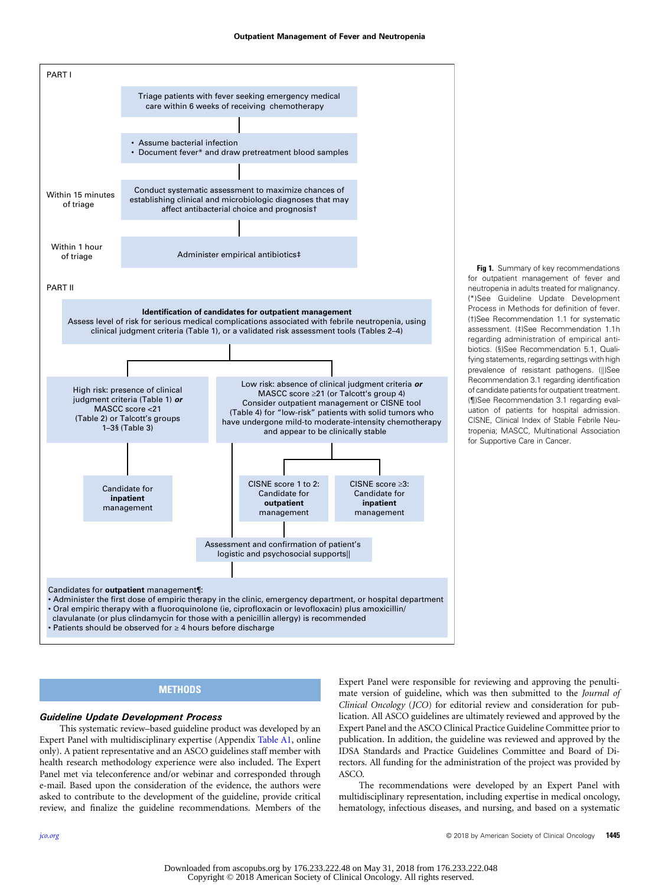PART I

Triage patients with fever seeking emergency medical care within 6 weeks of receiving chemotherapy

- Assume bacterial infection
- Document fever* and draw pretreatment blood samples

Within 15 minutes of triage — Conduct systematic assessment to maximize chances of establishing clinical and microbiologic diagnoses that may affect antibacterial choice and prognosis†

Within 1 hour of triage — Administer empirical antibiotics‡

PART II

**Identification of candidates for outpatient management**
Assess level of risk for serious medical complications associated with febrile neutropenia, using clinical judgment criteria (Table 1), or a validated risk assessment tools (Tables 2–4)

High risk: presence of clinical judgment criteria (Table 1) ***or*** MASCC score <21 (Table 2) or Talcott's groups 1–3§ (Table 3)

→ Candidate for **inpatient** management

Low risk: absence of clinical judgment criteria ***or*** MASCC score ≥21 (or Talcott's group 4)
Consider outpatient management or CISNE tool (Table 4) for "low-risk" patients with solid tumors who have undergone mild-to-moderate-intensity chemotherapy and appear to be clinically stable

→ CISNE score 1 to 2: Candidate for **outpatient** management

→ CISNE score ≥3: Candidate for **inpatient** management

Assessment and confirmation of patient's logistic and psychosocial supports||

Candidates for **outpatient** management¶:
- Administer the first dose of empiric therapy in the clinic, emergency department, or hospital department
- Oral empiric therapy with a fluoroquinolone (ie, ciprofloxacin or levofloxacin) plus amoxicillin/clavulanate (or plus clindamycin for those with a penicillin allergy) is recommended
- Patients should be observed for ≥ 4 hours before discharge

**Fig 1.** Summary of key recommendations for outpatient management of fever and neutropenia in adults treated for malignancy. (*)See Guideline Update Development Process in Methods for definition of fever. (†)See Recommendation 1.1 for systematic assessment. (‡)See Recommendation 1.1h regarding administration of empirical antibiotics. (§)See Recommendation 5.1, Qualifying statements, regarding settings with high prevalence of resistant pathogens. (||)See Recommendation 3.1 regarding identification of candidate patients for outpatient treatment. (¶)See Recommendation 3.1 regarding evaluation of patients for hospital admission. CISNE, Clinical Index of Stable Febrile Neutropenia; MASCC, Multinational Association for Supportive Care in Cancer.

## METHODS

### *Guideline Update Development Process*

This systematic review–based guideline product was developed by an Expert Panel with multidisciplinary expertise (Appendix Table A1, online only). A patient representative and an ASCO guidelines staff member with health research methodology experience were also included. The Expert Panel met via teleconference and/or webinar and corresponded through e-mail. Based upon the consideration of the evidence, the authors were asked to contribute to the development of the guideline, provide critical review, and finalize the guideline recommendations. Members of the Expert Panel were responsible for reviewing and approving the penultimate version of guideline, which was then submitted to the *Journal of Clinical Oncology* (*JCO*) for editorial review and consideration for publication. All ASCO guidelines are ultimately reviewed and approved by the Expert Panel and the ASCO Clinical Practice Guideline Committee prior to publication. In addition, the guideline was reviewed and approved by the IDSA Standards and Practice Guidelines Committee and Board of Directors. All funding for the administration of the project was provided by ASCO.

The recommendations were developed by an Expert Panel with multidisciplinary representation, including expertise in medical oncology, hematology, infectious diseases, and nursing, and based on a systematic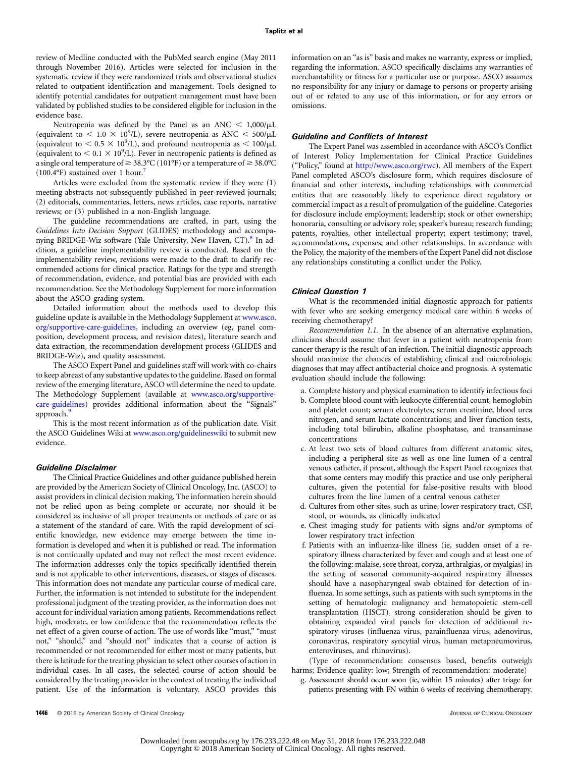review of Medline conducted with the PubMed search engine (May 2011 through November 2016). Articles were selected for inclusion in the systematic review if they were randomized trials and observational studies related to outpatient identification and management. Tools designed to identify potential candidates for outpatient management must have been validated by published studies to be considered eligible for inclusion in the evidence base.

Neutropenia was defined by the Panel as an ANC $< 1{,}000/\mu L$ (equivalent to $< 1.0 \times 10^9/L$), severe neutropenia as ANC $< 500/\mu L$ (equivalent to $< 0.5 \times 10^9/L$), and profound neutropenia as $< 100/\mu L$ (equivalent to $< 0.1 \times 10^9/L$). Fever in neutropenic patients is defined as a single oral temperature of $\geq 38.3°C$ (101°F) or a temperature of $\geq 38.0°C$ (100.4°F) sustained over 1 hour.[7]

Articles were excluded from the systematic review if they were (1) meeting abstracts not subsequently published in peer-reviewed journals; (2) editorials, commentaries, letters, news articles, case reports, narrative reviews; or (3) published in a non-English language.

The guideline recommendations are crafted, in part, using the *Guidelines Into Decision Support* (GLIDES) methodology and accompanying BRIDGE-Wiz software (Yale University, New Haven, CT).[8] In addition, a guideline implementability review is conducted. Based on the implementability review, revisions were made to the draft to clarify recommended actions for clinical practice. Ratings for the type and strength of recommendation, evidence, and potential bias are provided with each recommendation. See the Methodology Supplement for more information about the ASCO grading system.

Detailed information about the methods used to develop this guideline update is available in the Methodology Supplement at www.asco.org/supportive-care-guidelines, including an overview (eg, panel composition, development process, and revision dates), literature search and data extraction, the recommendation development process (GLIDES and BRIDGE-Wiz), and quality assessment.

The ASCO Expert Panel and guidelines staff will work with co-chairs to keep abreast of any substantive updates to the guideline. Based on formal review of the emerging literature, ASCO will determine the need to update. The Methodology Supplement (available at www.asco.org/supportive-care-guidelines) provides additional information about the "Signals" approach.[9]

This is the most recent information as of the publication date. Visit the ASCO Guidelines Wiki at www.asco.org/guidelineswiki to submit new evidence.

### Guideline Disclaimer

The Clinical Practice Guidelines and other guidance published herein are provided by the American Society of Clinical Oncology, Inc. (ASCO) to assist providers in clinical decision making. The information herein should not be relied upon as being complete or accurate, nor should it be considered as inclusive of all proper treatments or methods of care or as a statement of the standard of care. With the rapid development of scientific knowledge, new evidence may emerge between the time information is developed and when it is published or read. The information is not continually updated and may not reflect the most recent evidence. The information addresses only the topics specifically identified therein and is not applicable to other interventions, diseases, or stages of diseases. This information does not mandate any particular course of medical care. Further, the information is not intended to substitute for the independent professional judgment of the treating provider, as the information does not account for individual variation among patients. Recommendations reflect high, moderate, or low confidence that the recommendation reflects the net effect of a given course of action. The use of words like "must," "must not," "should," and "should not" indicates that a course of action is recommended or not recommended for either most or many patients, but there is latitude for the treating physician to select other courses of action in individual cases. In all cases, the selected course of action should be considered by the treating provider in the context of treating the individual patient. Use of the information is voluntary. ASCO provides this information on an "as is" basis and makes no warranty, express or implied, regarding the information. ASCO specifically disclaims any warranties of merchantability or fitness for a particular use or purpose. ASCO assumes no responsibility for any injury or damage to persons or property arising out of or related to any use of this information, or for any errors or omissions.

### Guideline and Conflicts of Interest

The Expert Panel was assembled in accordance with ASCO's Conflict of Interest Policy Implementation for Clinical Practice Guidelines ("Policy," found at http://www.asco.org/rwc). All members of the Expert Panel completed ASCO's disclosure form, which requires disclosure of financial and other interests, including relationships with commercial entities that are reasonably likely to experience direct regulatory or commercial impact as a result of promulgation of the guideline. Categories for disclosure include employment; leadership; stock or other ownership; honoraria, consulting or advisory role; speaker's bureau; research funding; patents, royalties, other intellectual property; expert testimony; travel, accommodations, expenses; and other relationships. In accordance with the Policy, the majority of the members of the Expert Panel did not disclose any relationships constituting a conflict under the Policy.

### Clinical Question 1

What is the recommended initial diagnostic approach for patients with fever who are seeking emergency medical care within 6 weeks of receiving chemotherapy?

*Recommendation 1.1.* In the absence of an alternative explanation, clinicians should assume that fever in a patient with neutropenia from cancer therapy is the result of an infection. The initial diagnostic approach should maximize the chances of establishing clinical and microbiologic diagnoses that may affect antibacterial choice and prognosis. A systematic evaluation should include the following:

a. Complete history and physical examination to identify infectious foci
b. Complete blood count with leukocyte differential count, hemoglobin and platelet count; serum electrolytes; serum creatinine, blood urea nitrogen, and serum lactate concentrations; and liver function tests, including total bilirubin, alkaline phosphatase, and transaminase concentrations
c. At least two sets of blood cultures from different anatomic sites, including a peripheral site as well as one line lumen of a central venous catheter, if present, although the Expert Panel recognizes that that some centers may modify this practice and use only peripheral cultures, given the potential for false-positive results with blood cultures from the line lumen of a central venous catheter
d. Cultures from other sites, such as urine, lower respiratory tract, CSF, stool, or wounds, as clinically indicated
e. Chest imaging study for patients with signs and/or symptoms of lower respiratory tract infection
f. Patients with an influenza-like illness (ie, sudden onset of a respiratory illness characterized by fever and cough and at least one of the following: malaise, sore throat, coryza, arthralgias, or myalgias) in the setting of seasonal community-acquired respiratory illnesses should have a nasopharyngeal swab obtained for detection of influenza. In some settings, such as patients with such symptoms in the setting of hematologic malignancy and hematopoietic stem-cell transplantation (HSCT), strong consideration should be given to obtaining expanded viral panels for detection of additional respiratory viruses (influenza virus, parainfluenza virus, adenovirus, coronavirus, respiratory syncytial virus, human metapneumovirus, enteroviruses, and rhinovirus).

(Type of recommendation: consensus based, benefits outweigh harms; Evidence quality: low; Strength of recommendation: moderate)

g. Assessment should occur soon (ie, within 15 minutes) after triage for patients presenting with FN within 6 weeks of receiving chemotherapy.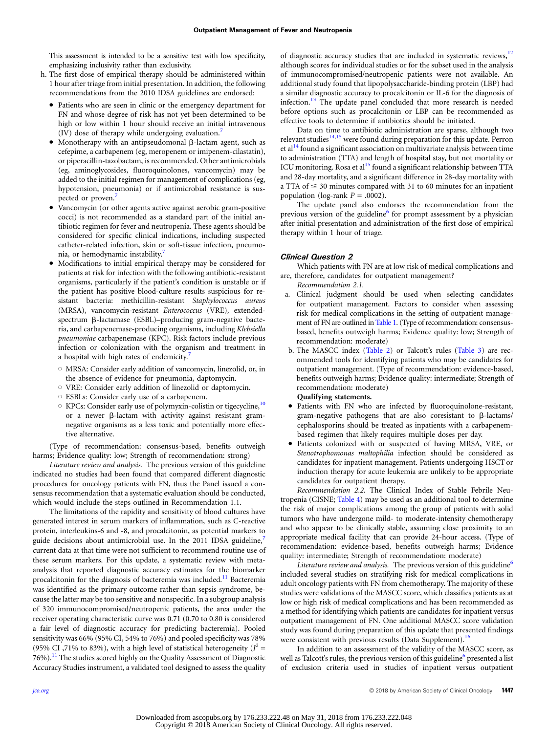This assessment is intended to be a sensitive test with low specificity, emphasizing inclusivity rather than exclusivity.

h. The first dose of empirical therapy should be administered within 1 hour after triage from initial presentation. In addition, the following recommendations from the 2010 IDSA guidelines are endorsed:
   - Patients who are seen in clinic or the emergency department for FN and whose degree of risk has not yet been determined to be high or low within 1 hour should receive an initial intravenous (IV) dose of therapy while undergoing evaluation.[7]
   - Monotherapy with an antipseudomonal β-lactam agent, such as cefepime, a carbapenem (eg, meropenem or imipenem-cilastatin), or piperacillin-tazobactam, is recommended. Other antimicrobials (eg, aminoglycosides, fluoroquinolones, vancomycin) may be added to the initial regimen for management of complications (eg, hypotension, pneumonia) or if antimicrobial resistance is suspected or proven.[7]
   - Vancomycin (or other agents active against aerobic gram-positive cocci) is not recommended as a standard part of the initial antibiotic regimen for fever and neutropenia. These agents should be considered for specific clinical indications, including suspected catheter-related infection, skin or soft-tissue infection, pneumonia, or hemodynamic instability.[7]
   - Modifications to initial empirical therapy may be considered for patients at risk for infection with the following antibiotic-resistant organisms, particularly if the patient's condition is unstable or if the patient has positive blood-culture results suspicious for resistant bacteria: methicillin-resistant *Staphylococcus aureus* (MRSA), vancomycin-resistant *Enterococcus* (VRE), extended-spectrum β-lactamase (ESBL)–producing gram-negative bacteria, and carbapenemase-producing organisms, including *Klebsiella pneumoniae* carbapenemase (KPC). Risk factors include previous infection or colonization with the organism and treatment in a hospital with high rates of endemicity.[7]
     - MRSA: Consider early addition of vancomycin, linezolid, or, in the absence of evidence for pneumonia, daptomycin.
     - VRE: Consider early addition of linezolid or daptomycin.
     - ESBLs: Consider early use of a carbapenem.
     - KPCs: Consider early use of polymyxin-colistin or tigecycline,[10] or a newer β-lactam with activity against resistant gram-negative organisms as a less toxic and potentially more effective alternative.

(Type of recommendation: consensus-based, benefits outweigh harms; Evidence quality: low; Strength of recommendation: strong)

*Literature review and analysis.* The previous version of this guideline indicated no studies had been found that compared different diagnostic procedures for oncology patients with FN, thus the Panel issued a consensus recommendation that a systematic evaluation should be conducted, which would include the steps outlined in Recommendation 1.1.

The limitations of the rapidity and sensitivity of blood cultures have generated interest in serum markers of inflammation, such as C-reactive protein, interleukins-6 and -8, and procalcitonin, as potential markers to guide decisions about antimicrobial use. In the 2011 IDSA guideline,[7] current data at that time were not sufficient to recommend routine use of these serum markers. For this update, a systematic review with meta-analysis that reported diagnostic accuracy estimates for the biomarker procalcitonin for the diagnosis of bacteremia was included.[11] Bacteremia was identified as the primary outcome rather than sepsis syndrome, because the latter may be too sensitive and nonspecific. In a subgroup analysis of 320 immunocompromised/neutropenic patients, the area under the receiver operating characteristic curve was 0.71 (0.70 to 0.80 is considered a fair level of diagnostic accuracy for predicting bacteremia). Pooled sensitivity was 66% (95% CI, 54% to 76%) and pooled specificity was 78% (95% CI ,71% to 83%), with a high level of statistical heterogeneity ($I^2$ = 76%).[11] The studies scored highly on the Quality Assessment of Diagnostic Accuracy Studies instrument, a validated tool designed to assess the quality of diagnostic accuracy studies that are included in systematic reviews,[12] although scores for individual studies or for the subset used in the analysis of immunocompromised/neutropenic patients were not available. An additional study found that lipopolysaccharide-binding protein (LBP) had a similar diagnostic accuracy to procalcitonin or IL-6 for the diagnosis of infection.[13] The update panel concluded that more research is needed before options such as procalcitonin or LBP can be recommended as effective tools to determine if antibiotics should be initiated.

Data on time to antibiotic administration are sparse, although two relevant studies[14,15] were found during preparation for this update. Perron et al[14] found a significant association on multivariate analysis between time to administration (TTA) and length of hospital stay, but not mortality or ICU monitoring. Rosa et al[15] found a significant relationship between TTA and 28-day mortality, and a significant difference in 28-day mortality with a TTA of ≤ 30 minutes compared with 31 to 60 minutes for an inpatient population (log-rank $P$ = .0002).

The update panel also endorses the recommendation from the previous version of the guideline[6] for prompt assessment by a physician after initial presentation and administration of the first dose of empirical therapy within 1 hour of triage.

### Clinical Question 2

Which patients with FN are at low risk of medical complications and are, therefore, candidates for outpatient management?

*Recommendation 2.1.*

a. Clinical judgment should be used when selecting candidates for outpatient management. Factors to consider when assessing risk for medical complications in the setting of outpatient management of FN are outlined in Table 1. (Type of recommendation: consensus-based, benefits outweigh harms; Evidence quality: low; Strength of recommendation: moderate)

b. The MASCC index (Table 2) or Talcott's rules (Table 3) are recommended tools for identifying patients who may be candidates for outpatient management. (Type of recommendation: evidence-based, benefits outweigh harms; Evidence quality: intermediate; Strength of recommendation: moderate)

**Qualifying statements.**

- Patients with FN who are infected by fluoroquinolone-resistant, gram-negative pathogens that are also coresistant to β-lactams/cephalosporins should be treated as inpatients with a carbapenem-based regimen that likely requires multiple doses per day.
- Patients colonized with or suspected of having MRSA, VRE, or *Stenotrophomonas maltophilia* infection should be considered as candidates for inpatient management. Patients undergoing HSCT or induction therapy for acute leukemia are unlikely to be appropriate candidates for outpatient therapy.

*Recommendation 2.2.* The Clinical Index of Stable Febrile Neutropenia (CISNE; Table 4) may be used as an additional tool to determine the risk of major complications among the group of patients with solid tumors who have undergone mild- to moderate-intensity chemotherapy and who appear to be clinically stable, assuming close proximity to an appropriate medical facility that can provide 24-hour access. (Type of recommendation: evidence-based, benefits outweigh harms; Evidence quality: intermediate; Strength of recommendation: moderate)

*Literature review and analysis.* The previous version of this guideline[6] included several studies on stratifying risk for medical complications in adult oncology patients with FN from chemotherapy. The majority of these studies were validations of the MASCC score, which classifies patients as at low or high risk of medical complications and has been recommended as a method for identifying which patients are candidates for inpatient versus outpatient management of FN. One additional MASCC score validation study was found during preparation of this update that presented findings were consistent with previous results (Data Supplement).[16]

In addition to an assessment of the validity of the MASCC score, as well as Talcott's rules, the previous version of this guideline[6] presented a list of exclusion criteria used in studies of inpatient versus outpatient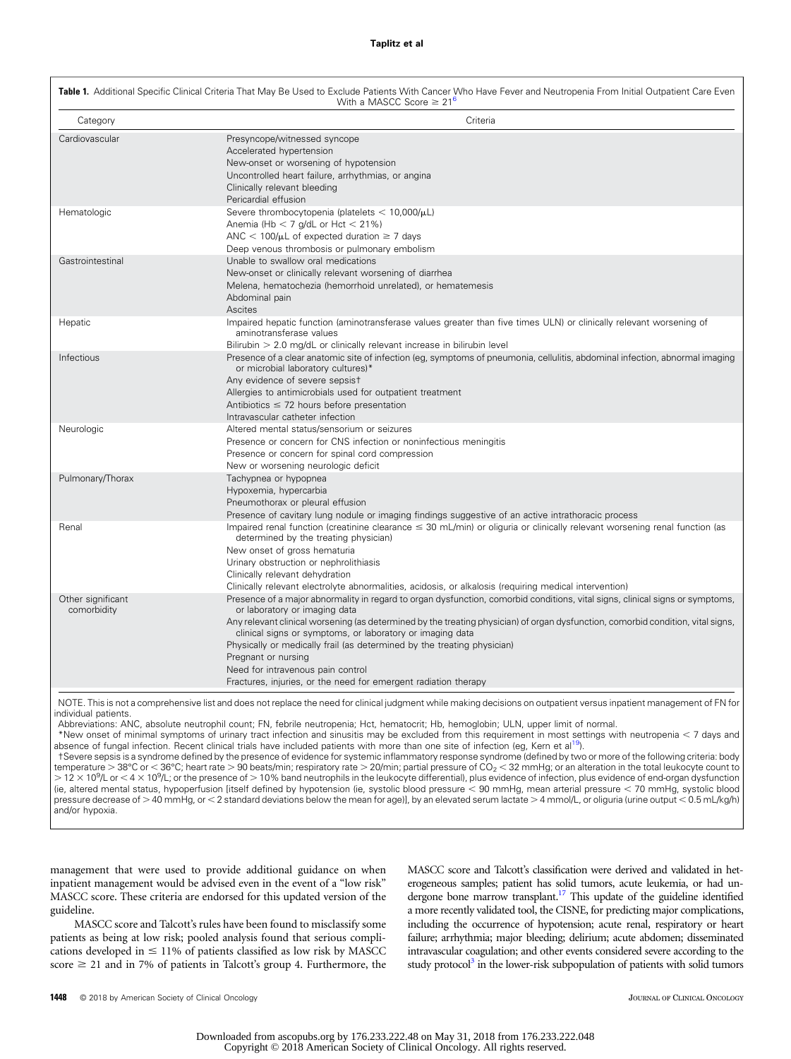**Table 1.** Additional Specific Clinical Criteria That May Be Used to Exclude Patients With Cancer Who Have Fever and Neutropenia From Initial Outpatient Care Even With a MASCC Score ≥ 21[6]

| Category | Criteria |
|---|---|
| Cardiovascular | Presyncope/witnessed syncope<br>Accelerated hypertension<br>New-onset or worsening of hypotension<br>Uncontrolled heart failure, arrhythmias, or angina<br>Clinically relevant bleeding<br>Pericardial effusion |
| Hematologic | Severe thrombocytopenia (platelets < 10,000/μL)<br>Anemia (Hb < 7 g/dL or Hct < 21%)<br>ANC < 100/μL of expected duration ≥ 7 days<br>Deep venous thrombosis or pulmonary embolism |
| Gastrointestinal | Unable to swallow oral medications<br>New-onset or clinically relevant worsening of diarrhea<br>Melena, hematochezia (hemorrhoid unrelated), or hematemesis<br>Abdominal pain<br>Ascites |
| Hepatic | Impaired hepatic function (aminotransferase values greater than five times ULN) or clinically relevant worsening of aminotransferase values<br>Bilirubin > 2.0 mg/dL or clinically relevant increase in bilirubin level |
| Infectious | Presence of a clear anatomic site of infection (eg, symptoms of pneumonia, cellulitis, abdominal infection, abnormal imaging or microbial laboratory cultures)*<br>Any evidence of severe sepsis†<br>Allergies to antimicrobials used for outpatient treatment<br>Antibiotics ≤ 72 hours before presentation<br>Intravascular catheter infection |
| Neurologic | Altered mental status/sensorium or seizures<br>Presence or concern for CNS infection or noninfectious meningitis<br>Presence or concern for spinal cord compression<br>New or worsening neurologic deficit |
| Pulmonary/Thorax | Tachypnea or hypopnea<br>Hypoxemia, hypercarbia<br>Pneumothorax or pleural effusion<br>Presence of cavitary lung nodule or imaging findings suggestive of an active intrathoracic process |
| Renal | Impaired renal function (creatinine clearance ≤ 30 mL/min) or oliguria or clinically relevant worsening renal function (as determined by the treating physician)<br>New onset of gross hematuria<br>Urinary obstruction or nephrolithiasis<br>Clinically relevant dehydration<br>Clinically relevant electrolyte abnormalities, acidosis, or alkalosis (requiring medical intervention) |
| Other significant comorbidity | Presence of a major abnormality in regard to organ dysfunction, comorbid conditions, vital signs, clinical signs or symptoms, or laboratory or imaging data<br>Any relevant clinical worsening (as determined by the treating physician) of organ dysfunction, comorbid condition, vital signs, clinical signs or symptoms, or laboratory or imaging data<br>Physically or medically frail (as determined by the treating physician)<br>Pregnant or nursing<br>Need for intravenous pain control<br>Fractures, injuries, or the need for emergent radiation therapy |

NOTE. This is not a comprehensive list and does not replace the need for clinical judgment while making decisions on outpatient versus inpatient management of FN for individual patients.

Abbreviations: ANC, absolute neutrophil count; FN, febrile neutropenia; Hct, hematocrit; Hb, hemoglobin; ULN, upper limit of normal.

*New onset of minimal symptoms of urinary tract infection and sinusitis may be excluded from this requirement in most settings with neutropenia < 7 days and absence of fungal infection. Recent clinical trials have included patients with more than one site of infection (eg, Kern et al[19]).

†Severe sepsis is a syndrome defined by the presence of evidence for systemic inflammatory response syndrome (defined by two or more of the following criteria: body temperature > 38°C or < 36°C; heart rate > 90 beats/min; respiratory rate > 20/min; partial pressure of $CO_2$ < 32 mmHg; or an alteration in the total leukocyte count to > $12 \times 10^9$/L or < $4 \times 10^9$/L; or the presence of > 10% band neutrophils in the leukocyte differential), plus evidence of infection, plus evidence of end-organ dysfunction (ie, altered mental status, hypoperfusion [itself defined by hypotension (ie, systolic blood pressure < 90 mmHg, mean arterial pressure < 70 mmHg, systolic blood pressure decrease of > 40 mmHg, or < 2 standard deviations below the mean for age)], by an elevated serum lactate > 4 mmol/L, or oliguria (urine output < 0.5 mL/kg/h) and/or hypoxia.

management that were used to provide additional guidance on when inpatient management would be advised even in the event of a "low risk" MASCC score. These criteria are endorsed for this updated version of the guideline.

MASCC score and Talcott's rules have been found to misclassify some patients as being at low risk; pooled analysis found that serious complications developed in ≤ 11% of patients classified as low risk by MASCC score ≥ 21 and in 7% of patients in Talcott's group 4. Furthermore, the MASCC score and Talcott's classification were derived and validated in heterogeneous samples; patient has solid tumors, acute leukemia, or had undergone bone marrow transplant.[17] This update of the guideline identified a more recently validated tool, the CISNE, for predicting major complications, including the occurrence of hypotension; acute renal, respiratory or heart failure; arrhythmia; major bleeding; delirium; acute abdomen; disseminated intravascular coagulation; and other events considered severe according to the study protocol[3] in the lower-risk subpopulation of patients with solid tumors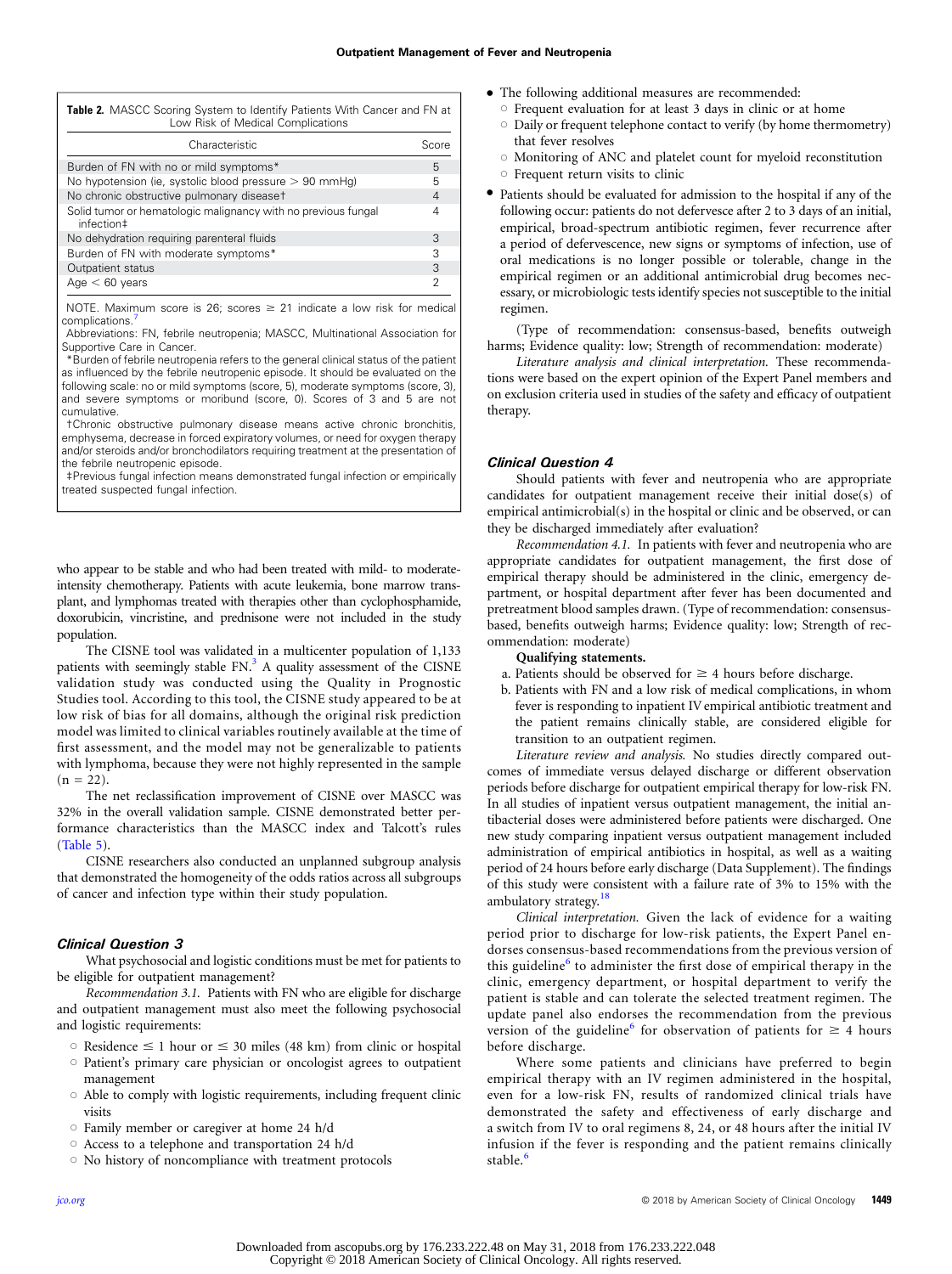**Table 2.** MASCC Scoring System to Identify Patients With Cancer and FN at Low Risk of Medical Complications

| Characteristic | Score |
|---|---|
| Burden of FN with no or mild symptoms* | 5 |
| No hypotension (ie, systolic blood pressure > 90 mmHg) | 5 |
| No chronic obstructive pulmonary disease† | 4 |
| Solid tumor or hematologic malignancy with no previous fungal infection‡ | 4 |
| No dehydration requiring parenteral fluids | 3 |
| Burden of FN with moderate symptoms* | 3 |
| Outpatient status | 3 |
| Age < 60 years | 2 |

NOTE. Maximum score is 26; scores ≥ 21 indicate a low risk for medical complications.[7]

Abbreviations: FN, febrile neutropenia; MASCC, Multinational Association for Supportive Care in Cancer.

*Burden of febrile neutropenia refers to the general clinical status of the patient as influenced by the febrile neutropenic episode. It should be evaluated on the following scale: no or mild symptoms (score, 5), moderate symptoms (score, 3), and severe symptoms or moribund (score, 0). Scores of 3 and 5 are not cumulative.

†Chronic obstructive pulmonary disease means active chronic bronchitis, emphysema, decrease in forced expiratory volumes, or need for oxygen therapy and/or steroids and/or bronchodilators requiring treatment at the presentation of the febrile neutropenic episode.

‡Previous fungal infection means demonstrated fungal infection or empirically treated suspected fungal infection.

who appear to be stable and who had been treated with mild- to moderate-intensity chemotherapy. Patients with acute leukemia, bone marrow transplant, and lymphomas treated with therapies other than cyclophosphamide, doxorubicin, vincristine, and prednisone were not included in the study population.

The CISNE tool was validated in a multicenter population of 1,133 patients with seemingly stable FN.[3] A quality assessment of the CISNE validation study was conducted using the Quality in Prognostic Studies tool. According to this tool, the CISNE study appeared to be at low risk of bias for all domains, although the original risk prediction model was limited to clinical variables routinely available at the time of first assessment, and the model may not be generalizable to patients with lymphoma, because they were not highly represented in the sample (n = 22).

The net reclassification improvement of CISNE over MASCC was 32% in the overall validation sample. CISNE demonstrated better performance characteristics than the MASCC index and Talcott's rules (Table 5).

CISNE researchers also conducted an unplanned subgroup analysis that demonstrated the homogeneity of the odds ratios across all subgroups of cancer and infection type within their study population.

### Clinical Question 3

What psychosocial and logistic conditions must be met for patients to be eligible for outpatient management?

*Recommendation 3.1.* Patients with FN who are eligible for discharge and outpatient management must also meet the following psychosocial and logistic requirements:

- Residence ≤ 1 hour or ≤ 30 miles (48 km) from clinic or hospital
- Patient's primary care physician or oncologist agrees to outpatient management
- Able to comply with logistic requirements, including frequent clinic visits
- Family member or caregiver at home 24 h/d
- Access to a telephone and transportation 24 h/d
- No history of noncompliance with treatment protocols

- The following additional measures are recommended:
  - Frequent evaluation for at least 3 days in clinic or at home
  - Daily or frequent telephone contact to verify (by home thermometry) that fever resolves
  - Monitoring of ANC and platelet count for myeloid reconstitution
  - Frequent return visits to clinic
- Patients should be evaluated for admission to the hospital if any of the following occur: patients do not defervesce after 2 to 3 days of an initial, empirical, broad-spectrum antibiotic regimen, fever recurrence after a period of defervescence, new signs or symptoms of infection, use of oral medications is no longer possible or tolerable, change in the empirical regimen or an additional antimicrobial drug becomes necessary, or microbiologic tests identify species not susceptible to the initial regimen.

(Type of recommendation: consensus-based, benefits outweigh harms; Evidence quality: low; Strength of recommendation: moderate)

*Literature analysis and clinical interpretation.* These recommendations were based on the expert opinion of the Expert Panel members and on exclusion criteria used in studies of the safety and efficacy of outpatient therapy.

### Clinical Question 4

Should patients with fever and neutropenia who are appropriate candidates for outpatient management receive their initial dose(s) of empirical antimicrobial(s) in the hospital or clinic and be observed, or can they be discharged immediately after evaluation?

*Recommendation 4.1.* In patients with fever and neutropenia who are appropriate candidates for outpatient management, the first dose of empirical therapy should be administered in the clinic, emergency department, or hospital department after fever has been documented and pretreatment blood samples drawn. (Type of recommendation: consensus-based, benefits outweigh harms; Evidence quality: low; Strength of recommendation: moderate)

**Qualifying statements.**

a. Patients should be observed for ≥ 4 hours before discharge.

b. Patients with FN and a low risk of medical complications, in whom fever is responding to inpatient IV empirical antibiotic treatment and the patient remains clinically stable, are considered eligible for transition to an outpatient regimen.

*Literature review and analysis.* No studies directly compared outcomes of immediate versus delayed discharge or different observation periods before discharge for outpatient empirical therapy for low-risk FN. In all studies of inpatient versus outpatient management, the initial antibacterial doses were administered before patients were discharged. One new study comparing inpatient versus outpatient management included administration of empirical antibiotics in hospital, as well as a waiting period of 24 hours before early discharge (Data Supplement). The findings of this study were consistent with a failure rate of 3% to 15% with the ambulatory strategy.[18]

*Clinical interpretation.* Given the lack of evidence for a waiting period prior to discharge for low-risk patients, the Expert Panel endorses consensus-based recommendations from the previous version of this guideline[6] to administer the first dose of empirical therapy in the clinic, emergency department, or hospital department to verify the patient is stable and can tolerate the selected treatment regimen. The update panel also endorses the recommendation from the previous version of the guideline[6] for observation of patients for ≥ 4 hours before discharge.

Where some patients and clinicians have preferred to begin empirical therapy with an IV regimen administered in the hospital, even for a low-risk FN, results of randomized clinical trials have demonstrated the safety and effectiveness of early discharge and a switch from IV to oral regimens 8, 24, or 48 hours after the initial IV infusion if the fever is responding and the patient remains clinically stable.[6]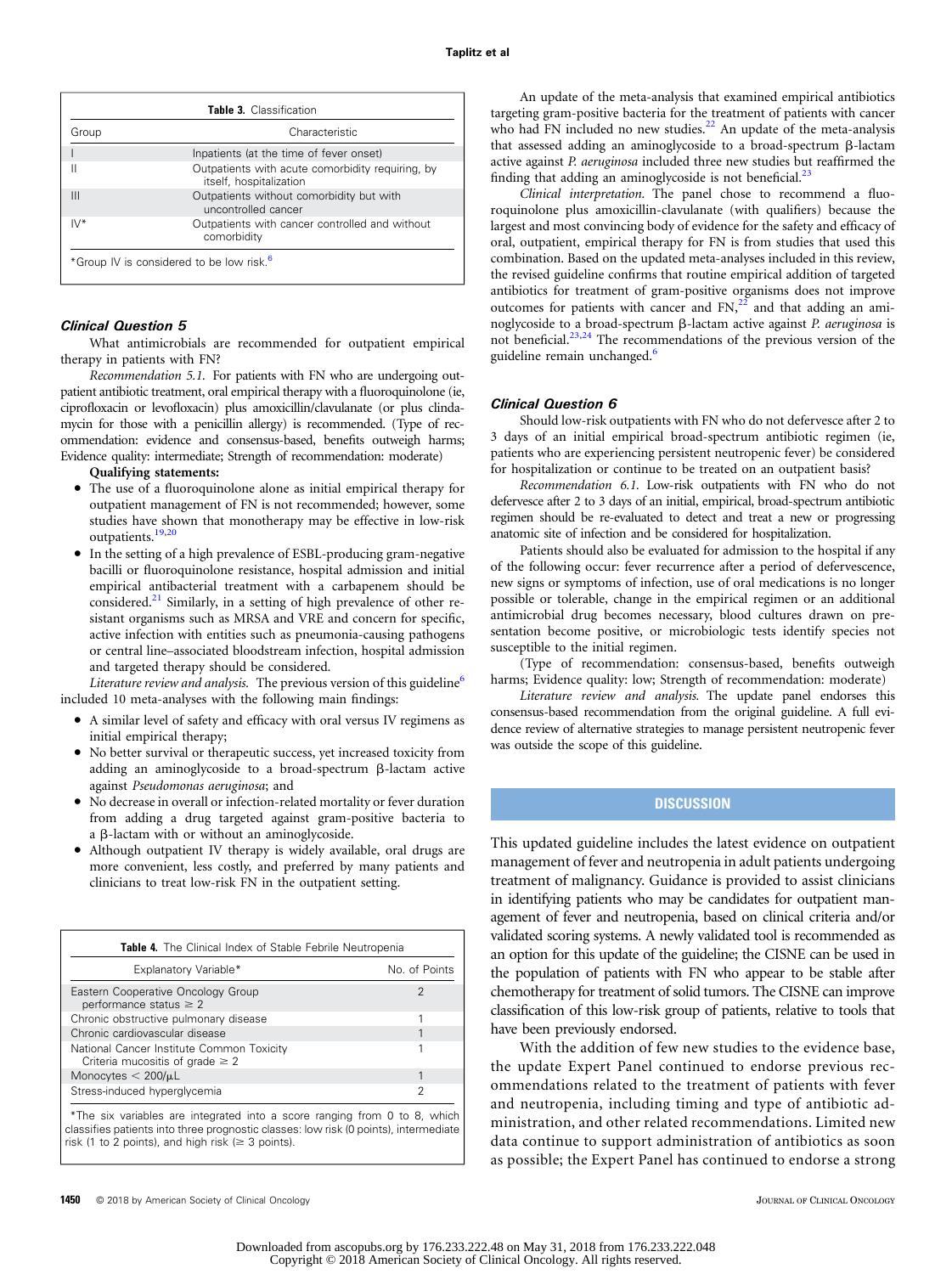**Table 3.** Classification

| Group | Characteristic |
|---|---|
| I | Inpatients (at the time of fever onset) |
| II | Outpatients with acute comorbidity requiring, by itself, hospitalization |
| III | Outpatients without comorbidity but with uncontrolled cancer |
| IV* | Outpatients with cancer controlled and without comorbidity |

*Group IV is considered to be low risk.[6]

### Clinical Question 5

What antimicrobials are recommended for outpatient empirical therapy in patients with FN?

*Recommendation 5.1.* For patients with FN who are undergoing outpatient antibiotic treatment, oral empirical therapy with a fluoroquinolone (ie, ciprofloxacin or levofloxacin) plus amoxicillin/clavulanate (or plus clindamycin for those with a penicillin allergy) is recommended. (Type of recommendation: evidence and consensus-based, benefits outweigh harms; Evidence quality: intermediate; Strength of recommendation: moderate)

**Qualifying statements:**

- The use of a fluoroquinolone alone as initial empirical therapy for outpatient management of FN is not recommended; however, some studies have shown that monotherapy may be effective in low-risk outpatients.[19,20]
- In the setting of a high prevalence of ESBL-producing gram-negative bacilli or fluoroquinolone resistance, hospital admission and initial empirical antibacterial treatment with a carbapenem should be considered.[21] Similarly, in a setting of high prevalence of other resistant organisms such as MRSA and VRE and concern for specific, active infection with entities such as pneumonia-causing pathogens or central line–associated bloodstream infection, hospital admission and targeted therapy should be considered.

*Literature review and analysis.* The previous version of this guideline[6] included 10 meta-analyses with the following main findings:

- A similar level of safety and efficacy with oral versus IV regimens as initial empirical therapy;
- No better survival or therapeutic success, yet increased toxicity from adding an aminoglycoside to a broad-spectrum β-lactam active against *Pseudomonas aeruginosa*; and
- No decrease in overall or infection-related mortality or fever duration from adding a drug targeted against gram-positive bacteria to a β-lactam with or without an aminoglycoside.
- Although outpatient IV therapy is widely available, oral drugs are more convenient, less costly, and preferred by many patients and clinicians to treat low-risk FN in the outpatient setting.

**Table 4.** The Clinical Index of Stable Febrile Neutropenia

| Explanatory Variable* | No. of Points |
|---|---|
| Eastern Cooperative Oncology Group performance status ≥ 2 | 2 |
| Chronic obstructive pulmonary disease | 1 |
| Chronic cardiovascular disease | 1 |
| National Cancer Institute Common Toxicity Criteria mucositis of grade ≥ 2 | 1 |
| Monocytes < 200/μL | 1 |
| Stress-induced hyperglycemia | 2 |

*The six variables are integrated into a score ranging from 0 to 8, which classifies patients into three prognostic classes: low risk (0 points), intermediate risk (1 to 2 points), and high risk (≥ 3 points).

An update of the meta-analysis that examined empirical antibiotics targeting gram-positive bacteria for the treatment of patients with cancer who had FN included no new studies.[22] An update of the meta-analysis that assessed adding an aminoglycoside to a broad-spectrum β-lactam active against *P. aeruginosa* included three new studies but reaffirmed the finding that adding an aminoglycoside is not beneficial.[23]

*Clinical interpretation.* The panel chose to recommend a fluoroquinolone plus amoxicillin/clavulanate (with qualifiers) because the largest and most convincing body of evidence for the safety and efficacy of oral, outpatient, empirical therapy for FN is from studies that used this combination. Based on the updated meta-analyses included in this review, the revised guideline confirms that routine empirical addition of targeted antibiotics for treatment of gram-positive organisms does not improve outcomes for patients with cancer and FN,[22] and that adding an aminoglycoside to a broad-spectrum β-lactam active against *P. aeruginosa* is not beneficial.[23,24] The recommendations of the previous version of the guideline remain unchanged.[6]

### Clinical Question 6

Should low-risk outpatients with FN who do not defervesce after 2 to 3 days of an initial empirical broad-spectrum antibiotic regimen (ie, patients who are experiencing persistent neutropenic fever) be considered for hospitalization or continue to be treated on an outpatient basis?

*Recommendation 6.1.* Low-risk outpatients with FN who do not defervesce after 2 to 3 days of an initial, empirical, broad-spectrum antibiotic regimen should be re-evaluated to detect and treat a new or progressing anatomic site of infection and be considered for hospitalization.

Patients should also be evaluated for admission to the hospital if any of the following occur: fever recurrence after a period of defervescence, new signs or symptoms of infection, use of oral medications is no longer possible or tolerable, change in the empirical regimen or an additional antimicrobial drug becomes necessary, blood cultures drawn on presentation become positive, or microbiologic tests identify species not susceptible to the initial regimen.

(Type of recommendation: consensus-based, benefits outweigh harms; Evidence quality: low; Strength of recommendation: moderate)

*Literature review and analysis.* The update panel endorses this consensus-based recommendation from the original guideline. A full evidence review of alternative strategies to manage persistent neutropenic fever was outside the scope of this guideline.

## DISCUSSION

This updated guideline includes the latest evidence on outpatient management of fever and neutropenia in adult patients undergoing treatment of malignancy. Guidance is provided to assist clinicians in identifying patients who may be candidates for outpatient management of fever and neutropenia, based on clinical criteria and/or validated scoring systems. A newly validated tool is recommended as an option for this update of the guideline; the CISNE can be used in the population of patients with FN who appear to be stable after chemotherapy for treatment of solid tumors. The CISNE can improve classification of this low-risk group of patients, relative to tools that have been previously endorsed.

With the addition of few new studies to the evidence base, the update Expert Panel continued to endorse previous recommendations related to the treatment of patients with fever and neutropenia, including timing and type of antibiotic administration, and other related recommendations. Limited new data continue to support administration of antibiotics as soon as possible; the Expert Panel has continued to endorse a strong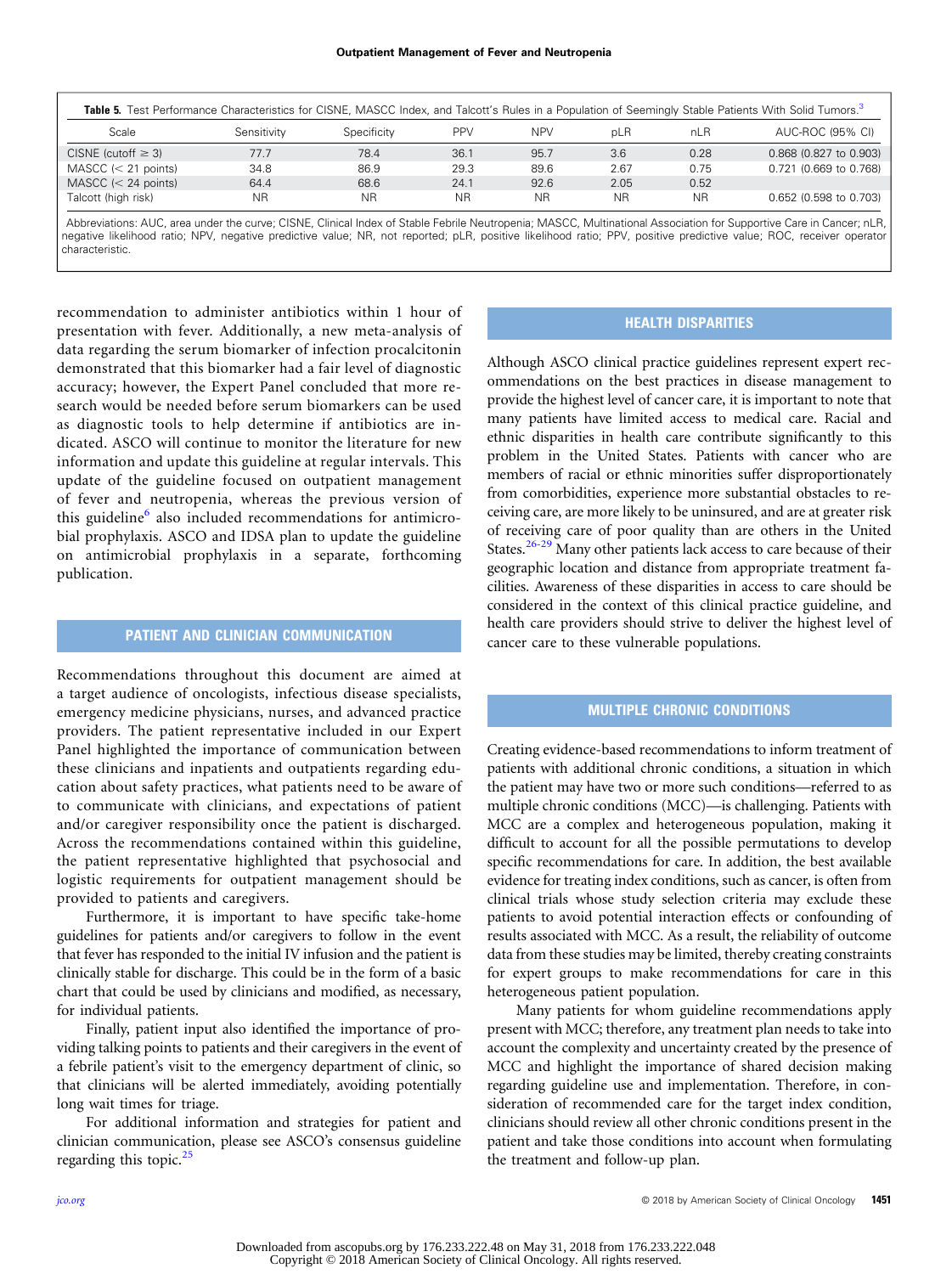**Table 5.** Test Performance Characteristics for CISNE, MASCC Index, and Talcott's Rules in a Population of Seemingly Stable Patients With Solid Tumors.[3]

| Scale | Sensitivity | Specificity | PPV | NPV | pLR | nLR | AUC-ROC (95% CI) |
|---|---|---|---|---|---|---|---|
| CISNE (cutoff ≥ 3) | 77.7 | 78.4 | 36.1 | 95.7 | 3.6 | 0.28 | 0.868 (0.827 to 0.903) |
| MASCC (< 21 points) | 34.8 | 86.9 | 29.3 | 89.6 | 2.67 | 0.75 | 0.721 (0.669 to 0.768) |
| MASCC (< 24 points) | 64.4 | 68.6 | 24.1 | 92.6 | 2.05 | 0.52 | |
| Talcott (high risk) | NR | NR | NR | NR | NR | NR | 0.652 (0.598 to 0.703) |

Abbreviations: AUC, area under the curve; CISNE, Clinical Index of Stable Febrile Neutropenia; MASCC, Multinational Association for Supportive Care in Cancer; nLR, negative likelihood ratio; NPV, negative predictive value; NR, not reported; pLR, positive likelihood ratio; PPV, positive predictive value; ROC, receiver operator characteristic.

recommendation to administer antibiotics within 1 hour of presentation with fever. Additionally, a new meta-analysis of data regarding the serum biomarker of infection procalcitonin demonstrated that this biomarker had a fair level of diagnostic accuracy; however, the Expert Panel concluded that more research would be needed before serum biomarkers can be used as diagnostic tools to help determine if antibiotics are indicated. ASCO will continue to monitor the literature for new information and update this guideline at regular intervals. This update of the guideline focused on outpatient management of fever and neutropenia, whereas the previous version of this guideline[6] also included recommendations for antimicrobial prophylaxis. ASCO and IDSA plan to update the guideline on antimicrobial prophylaxis in a separate, forthcoming publication.

## PATIENT AND CLINICIAN COMMUNICATION

Recommendations throughout this document are aimed at a target audience of oncologists, infectious disease specialists, emergency medicine physicians, nurses, and advanced practice providers. The patient representative included in our Expert Panel highlighted the importance of communication between these clinicians and inpatients and outpatients regarding education about safety practices, what patients need to be aware of to communicate with clinicians, and expectations of patient and/or caregiver responsibility once the patient is discharged. Across the recommendations contained within this guideline, the patient representative highlighted that psychosocial and logistic requirements for outpatient management should be provided to patients and caregivers.

Furthermore, it is important to have specific take-home guidelines for patients and/or caregivers to follow in the event that fever has responded to the initial IV infusion and the patient is clinically stable for discharge. This could be in the form of a basic chart that could be used by clinicians and modified, as necessary, for individual patients.

Finally, patient input also identified the importance of providing talking points to patients and their caregivers in the event of a febrile patient's visit to the emergency department of clinic, so that clinicians will be alerted immediately, avoiding potentially long wait times for triage.

For additional information and strategies for patient and clinician communication, please see ASCO's consensus guideline regarding this topic.[25]

## HEALTH DISPARITIES

Although ASCO clinical practice guidelines represent expert recommendations on the best practices in disease management to provide the highest level of cancer care, it is important to note that many patients have limited access to medical care. Racial and ethnic disparities in health care contribute significantly to this problem in the United States. Patients with cancer who are members of racial or ethnic minorities suffer disproportionately from comorbidities, experience more substantial obstacles to receiving care, are more likely to be uninsured, and are at greater risk of receiving care of poor quality than are others in the United States.[26-29] Many other patients lack access to care because of their geographic location and distance from appropriate treatment facilities. Awareness of these disparities in access to care should be considered in the context of this clinical practice guideline, and health care providers should strive to deliver the highest level of cancer care to these vulnerable populations.

## MULTIPLE CHRONIC CONDITIONS

Creating evidence-based recommendations to inform treatment of patients with additional chronic conditions, a situation in which the patient may have two or more such conditions—referred to as multiple chronic conditions (MCC)—is challenging. Patients with MCC are a complex and heterogeneous population, making it difficult to account for all the possible permutations to develop specific recommendations for care. In addition, the best available evidence for treating index conditions, such as cancer, is often from clinical trials whose study selection criteria may exclude these patients to avoid potential interaction effects or confounding of results associated with MCC. As a result, the reliability of outcome data from these studies may be limited, thereby creating constraints for expert groups to make recommendations for care in this heterogeneous patient population.

Many patients for whom guideline recommendations apply present with MCC; therefore, any treatment plan needs to take into account the complexity and uncertainty created by the presence of MCC and highlight the importance of shared decision making regarding guideline use and implementation. Therefore, in consideration of recommended care for the target index condition, clinicians should review all other chronic conditions present in the patient and take those conditions into account when formulating the treatment and follow-up plan.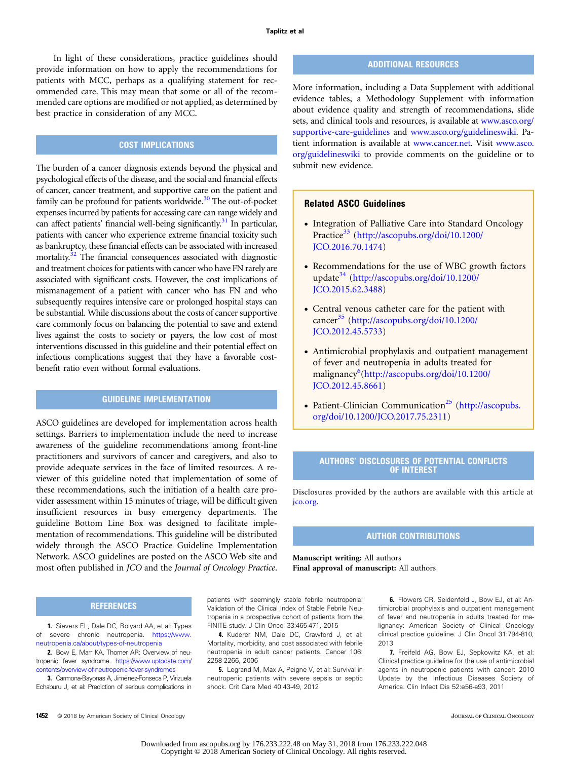In light of these considerations, practice guidelines should provide information on how to apply the recommendations for patients with MCC, perhaps as a qualifying statement for recommended care. This may mean that some or all of the recommended care options are modified or not applied, as determined by best practice in consideration of any MCC.

## COST IMPLICATIONS

The burden of a cancer diagnosis extends beyond the physical and psychological effects of the disease, and the social and financial effects of cancer, cancer treatment, and supportive care on the patient and family can be profound for patients worldwide.[30] The out-of-pocket expenses incurred by patients for accessing care can range widely and can affect patients' financial well-being significantly.[31] In particular, patients with cancer who experience extreme financial toxicity such as bankruptcy, these financial effects can be associated with increased mortality.[32] The financial consequences associated with diagnostic and treatment choices for patients with cancer who have FN rarely are associated with significant costs. However, the cost implications of mismanagement of a patient with cancer who has FN and who subsequently requires intensive care or prolonged hospital stays can be substantial. While discussions about the costs of cancer supportive care commonly focus on balancing the potential to save and extend lives against the costs to society or payers, the low cost of most interventions discussed in this guideline and their potential effect on infectious complications suggest that they have a favorable cost-benefit ratio even without formal evaluations.

## GUIDELINE IMPLEMENTATION

ASCO guidelines are developed for implementation across health settings. Barriers to implementation include the need to increase awareness of the guideline recommendations among front-line practitioners and survivors of cancer and caregivers, and also to provide adequate services in the face of limited resources. A reviewer of this guideline noted that implementation of some of these recommendations, such the initiation of a health care provider assessment within 15 minutes of triage, will be difficult given insufficient resources in busy emergency departments. The guideline Bottom Line Box was designed to facilitate implementation of recommendations. This guideline will be distributed widely through the ASCO Practice Guideline Implementation Network. ASCO guidelines are posted on the ASCO Web site and most often published in *JCO* and the *Journal of Oncology Practice*.

## ADDITIONAL RESOURCES

More information, including a Data Supplement with additional evidence tables, a Methodology Supplement with information about evidence quality and strength of recommendations, slide sets, and clinical tools and resources, is available at www.asco.org/supportive-care-guidelines and www.asco.org/guidelineswiki. Patient information is available at www.cancer.net. Visit www.asco.org/guidelineswiki to provide comments on the guideline or to submit new evidence.

### Related ASCO Guidelines

- Integration of Palliative Care into Standard Oncology Practice[33] (http://ascopubs.org/doi/10.1200/JCO.2016.70.1474)
- Recommendations for the use of WBC growth factors update[34] (http://ascopubs.org/doi/10.1200/JCO.2015.62.3488)
- Central venous catheter care for the patient with cancer[35] (http://ascopubs.org/doi/10.1200/JCO.2012.45.5733)
- Antimicrobial prophylaxis and outpatient management of fever and neutropenia in adults treated for malignancy[6](http://ascopubs.org/doi/10.1200/JCO.2012.45.8661)
- Patient-Clinician Communication[25] (http://ascopubs.org/doi/10.1200/JCO.2017.75.2311)

## AUTHORS' DISCLOSURES OF POTENTIAL CONFLICTS OF INTEREST

Disclosures provided by the authors are available with this article at jco.org.

## AUTHOR CONTRIBUTIONS

**Manuscript writing:** All authors
**Final approval of manuscript:** All authors

## REFERENCES

1. Sievers EL, Dale DC, Bolyard AA, et al: Types of severe chronic neutropenia. https://www.neutropenia.ca/about/types-of-neutropenia

2. Bow E, Marr KA, Thorner AR: Overview of neutropenic fever syndrome. https://www.uptodate.com/contents/overview-of-neutropenic-fever-syndromes

3. Carmona-Bayonas A, Jiménez-Fonseca P, Virizuela Echaburu J, et al: Prediction of serious complications in patients with seemingly stable febrile neutropenia: Validation of the Clinical Index of Stable Febrile Neutropenia in a prospective cohort of patients from the FINITE study. J Clin Oncol 33:465-471, 2015

4. Kuderer NM, Dale DC, Crawford J, et al: Mortality, morbidity, and cost associated with febrile neutropenia in adult cancer patients. Cancer 106:2258-2266, 2006

5. Legrand M, Max A, Peigne V, et al: Survival in neutropenic patients with severe sepsis or septic shock. Crit Care Med 40:43-49, 2012

6. Flowers CR, Seidenfeld J, Bow EJ, et al: Antimicrobial prophylaxis and outpatient management of fever and neutropenia in adults treated for malignancy: American Society of Clinical Oncology clinical practice guideline. J Clin Oncol 31:794-810, 2013

7. Freifeld AG, Bow EJ, Sepkowitz KA, et al: Clinical practice guideline for the use of antimicrobial agents in neutropenic patients with cancer: 2010 Update by the Infectious Diseases Society of America. Clin Infect Dis 52:e56-e93, 2011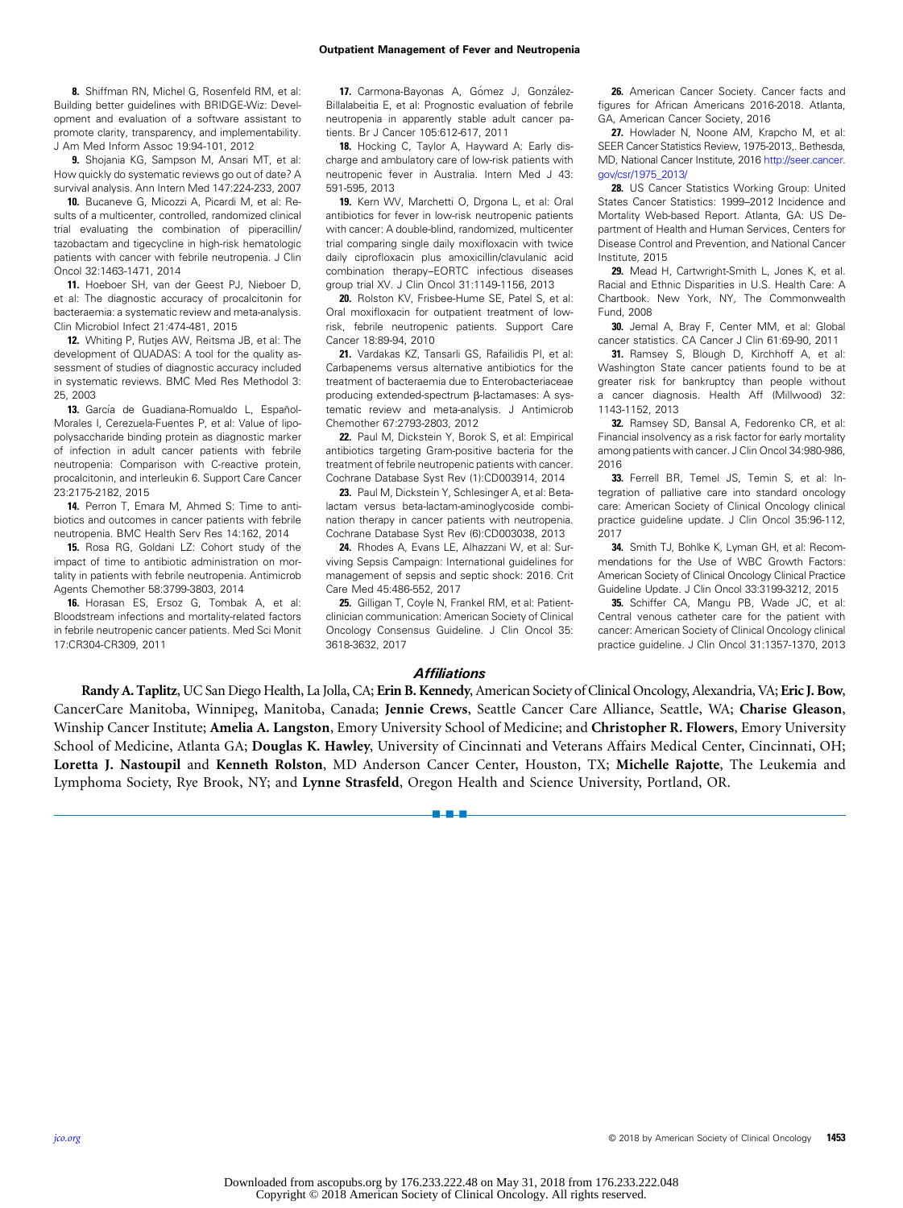8. Shiffman RN, Michel G, Rosenfeld RM, et al: Building better guidelines with BRIDGE-Wiz: Development and evaluation of a software assistant to promote clarity, transparency, and implementability. J Am Med Inform Assoc 19:94-101, 2012

9. Shojania KG, Sampson M, Ansari MT, et al: How quickly do systematic reviews go out of date? A survival analysis. Ann Intern Med 147:224-233, 2007

10. Bucaneve G, Micozzi A, Picardi M, et al: Results of a multicenter, controlled, randomized clinical trial evaluating the combination of piperacillin/tazobactam and tigecycline in high-risk hematologic patients with cancer with febrile neutropenia. J Clin Oncol 32:1463-1471, 2014

11. Hoeboer SH, van der Geest PJ, Nieboer D, et al: The diagnostic accuracy of procalcitonin for bacteraemia: a systematic review and meta-analysis. Clin Microbiol Infect 21:474-481, 2015

12. Whiting P, Rutjes AW, Reitsma JB, et al: The development of QUADAS: A tool for the quality assessment of studies of diagnostic accuracy included in systematic reviews. BMC Med Res Methodol 3: 25, 2003

13. García de Guadiana-Romualdo L, Español-Morales I, Cerezuela-Fuentes P, et al: Value of lipopolysaccharide binding protein as diagnostic marker of infection in adult cancer patients with febrile neutropenia: Comparison with C-reactive protein, procalcitonin, and interleukin 6. Support Care Cancer 23:2175-2182, 2015

14. Perron T, Emara M, Ahmed S: Time to antibiotics and outcomes in cancer patients with febrile neutropenia. BMC Health Serv Res 14:162, 2014

15. Rosa RG, Goldani LZ: Cohort study of the impact of time to antibiotic administration on mortality in patients with febrile neutropenia. Antimicrob Agents Chemother 58:3799-3803, 2014

16. Horasan ES, Ersoz G, Tombak A, et al: Bloodstream infections and mortality-related factors in febrile neutropenic cancer patients. Med Sci Monit 17:CR304-CR309, 2011

17. Carmona-Bayonas A, Gómez J, González-Billalabeitia E, et al: Prognostic evaluation of febrile neutropenia in apparently stable adult cancer patients. Br J Cancer 105:612-617, 2011

18. Hocking C, Taylor A, Hayward A: Early discharge and ambulatory care of low-risk patients with neutropenic fever in Australia. Intern Med J 43: 591-595, 2013

19. Kern WV, Marchetti O, Drgona L, et al: Oral antibiotics for fever in low-risk neutropenic patients with cancer: A double-blind, randomized, multicenter trial comparing single daily moxifloxacin with twice daily ciprofloxacin plus amoxicillin/clavulanic acid combination therapy–EORTC infectious diseases group trial XV. J Clin Oncol 31:1149-1156, 2013

20. Rolston KV, Frisbee-Hume SE, Patel S, et al: Oral moxifloxacin for outpatient treatment of low-risk, febrile neutropenic patients. Support Care Cancer 18:89-94, 2010

21. Vardakas KZ, Tansarli GS, Rafailidis PI, et al: Carbapenems versus alternative antibiotics for the treatment of bacteraemia due to Enterobacteriaceae producing extended-spectrum β-lactamases: A systematic review and meta-analysis. J Antimicrob Chemother 67:2793-2803, 2012

22. Paul M, Dickstein Y, Borok S, et al: Empirical antibiotics targeting Gram-positive bacteria for the treatment of febrile neutropenic patients with cancer. Cochrane Database Syst Rev (1):CD003914, 2014

23. Paul M, Dickstein Y, Schlesinger A, et al: Beta-lactam versus beta-lactam-aminoglycoside combination therapy in cancer patients with neutropenia. Cochrane Database Syst Rev (6):CD003038, 2013

24. Rhodes A, Evans LE, Alhazzani W, et al: Surviving Sepsis Campaign: International guidelines for management of sepsis and septic shock: 2016. Crit Care Med 45:486-552, 2017

25. Gilligan T, Coyle N, Frankel RM, et al: Patient-clinician communication: American Society of Clinical Oncology Consensus Guideline. J Clin Oncol 35: 3618-3632, 2017

26. American Cancer Society. Cancer facts and figures for African Americans 2016-2018. Atlanta, GA, American Cancer Society, 2016

27. Howlader N, Noone AM, Krapcho M, et al: SEER Cancer Statistics Review, 1975-2013,. Bethesda, MD, National Cancer Institute, 2016 http://seer.cancer.gov/csr/1975_2013/

28. US Cancer Statistics Working Group: United States Cancer Statistics: 1999–2012 Incidence and Mortality Web-based Report. Atlanta, GA: US Department of Health and Human Services, Centers for Disease Control and Prevention, and National Cancer Institute, 2015

29. Mead H, Cartwright-Smith L, Jones K, et al. Racial and Ethnic Disparities in U.S. Health Care: A Chartbook. New York, NY, The Commonwealth Fund, 2008

30. Jemal A, Bray F, Center MM, et al: Global cancer statistics. CA Cancer J Clin 61:69-90, 2011

31. Ramsey S, Blough D, Kirchhoff A, et al: Washington State cancer patients found to be at greater risk for bankruptcy than people without a cancer diagnosis. Health Aff (Millwood) 32: 1143-1152, 2013

32. Ramsey SD, Bansal A, Fedorenko CR, et al: Financial insolvency as a risk factor for early mortality among patients with cancer. J Clin Oncol 34:980-986, 2016

33. Ferrell BR, Temel JS, Temin S, et al: Integration of palliative care into standard oncology care: American Society of Clinical Oncology clinical practice guideline update. J Clin Oncol 35:96-112, 2017

34. Smith TJ, Bohlke K, Lyman GH, et al: Recommendations for the Use of WBC Growth Factors: American Society of Clinical Oncology Clinical Practice Guideline Update. J Clin Oncol 33:3199-3212, 2015

35. Schiffer CA, Mangu PB, Wade JC, et al: Central venous catheter care for the patient with cancer: American Society of Clinical Oncology clinical practice guideline. J Clin Oncol 31:1357-1370, 2013

## *Affiliations*

**Randy A. Taplitz**, UC San Diego Health, La Jolla, CA; **Erin B. Kennedy**, American Society of Clinical Oncology, Alexandria, VA; **Eric J. Bow**, CancerCare Manitoba, Winnipeg, Manitoba, Canada; **Jennie Crews**, Seattle Cancer Care Alliance, Seattle, WA; **Charise Gleason**, Winship Cancer Institute; **Amelia A. Langston**, Emory University School of Medicine; and **Christopher R. Flowers**, Emory University School of Medicine, Atlanta GA; **Douglas K. Hawley**, University of Cincinnati and Veterans Affairs Medical Center, Cincinnati, OH; **Loretta J. Nastoupil** and **Kenneth Rolston**, MD Anderson Cancer Center, Houston, TX; **Michelle Rajotte**, The Leukemia and Lymphoma Society, Rye Brook, NY; and **Lynne Strasfeld**, Oregon Health and Science University, Portland, OR.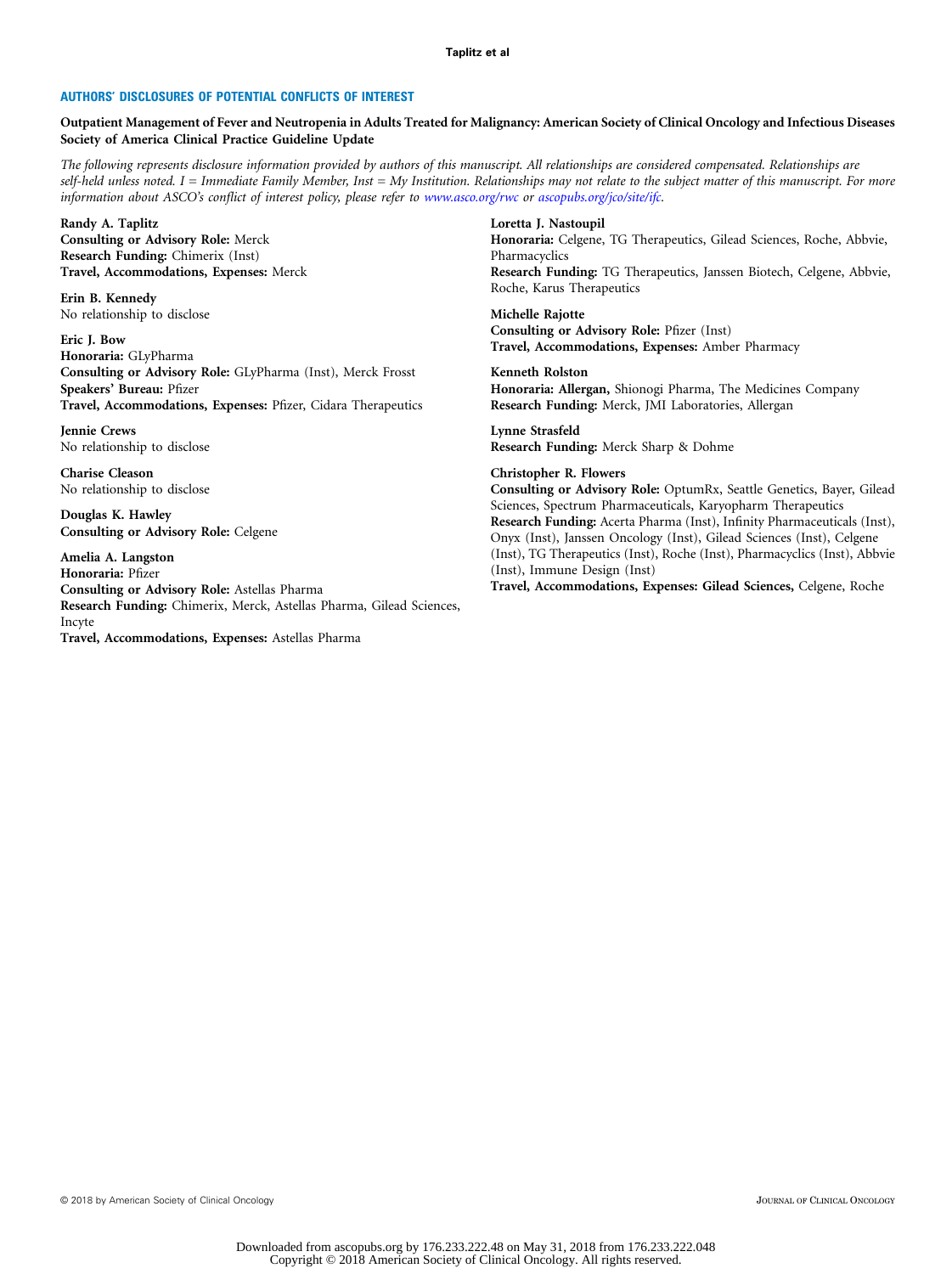## AUTHORS' DISCLOSURES OF POTENTIAL CONFLICTS OF INTEREST

**Outpatient Management of Fever and Neutropenia in Adults Treated for Malignancy: American Society of Clinical Oncology and Infectious Diseases Society of America Clinical Practice Guideline Update**

*The following represents disclosure information provided by authors of this manuscript. All relationships are considered compensated. Relationships are self-held unless noted. I = Immediate Family Member, Inst = My Institution. Relationships may not relate to the subject matter of this manuscript. For more information about ASCO's conflict of interest policy, please refer to www.asco.org/rwc or ascopubs.org/jco/site/ifc.*

**Randy A. Taplitz**
**Consulting or Advisory Role:** Merck
**Research Funding:** Chimerix (Inst)
**Travel, Accommodations, Expenses:** Merck

**Erin B. Kennedy**
No relationship to disclose

**Eric J. Bow**
**Honoraria:** GLyPharma
**Consulting or Advisory Role:** GLyPharma (Inst), Merck Frosst
**Speakers' Bureau:** Pfizer
**Travel, Accommodations, Expenses:** Pfizer, Cidara Therapeutics

**Jennie Crews**
No relationship to disclose

**Charise Cleason**
No relationship to disclose

**Douglas K. Hawley**
**Consulting or Advisory Role:** Celgene

**Amelia A. Langston**
**Honoraria:** Pfizer
**Consulting or Advisory Role:** Astellas Pharma
**Research Funding:** Chimerix, Merck, Astellas Pharma, Gilead Sciences, Incyte
**Travel, Accommodations, Expenses:** Astellas Pharma

**Loretta J. Nastoupil**
**Honoraria:** Celgene, TG Therapeutics, Gilead Sciences, Roche, Abbvie, Pharmacyclics
**Research Funding:** TG Therapeutics, Janssen Biotech, Celgene, Abbvie, Roche, Karus Therapeutics

**Michelle Rajotte**
**Consulting or Advisory Role:** Pfizer (Inst)
**Travel, Accommodations, Expenses:** Amber Pharmacy

**Kenneth Rolston**
**Honoraria: Allergan,** Shionogi Pharma, The Medicines Company
**Research Funding:** Merck, JMI Laboratories, Allergan

**Lynne Strasfeld**
**Research Funding:** Merck Sharp & Dohme

**Christopher R. Flowers**
**Consulting or Advisory Role:** OptumRx, Seattle Genetics, Bayer, Gilead Sciences, Spectrum Pharmaceuticals, Karyopharm Therapeutics
**Research Funding:** Acerta Pharma (Inst), Infinity Pharmaceuticals (Inst), Onyx (Inst), Janssen Oncology (Inst), Gilead Sciences (Inst), Celgene (Inst), TG Therapeutics (Inst), Roche (Inst), Pharmacyclics (Inst), Abbvie (Inst), Immune Design (Inst)
**Travel, Accommodations, Expenses: Gilead Sciences,** Celgene, Roche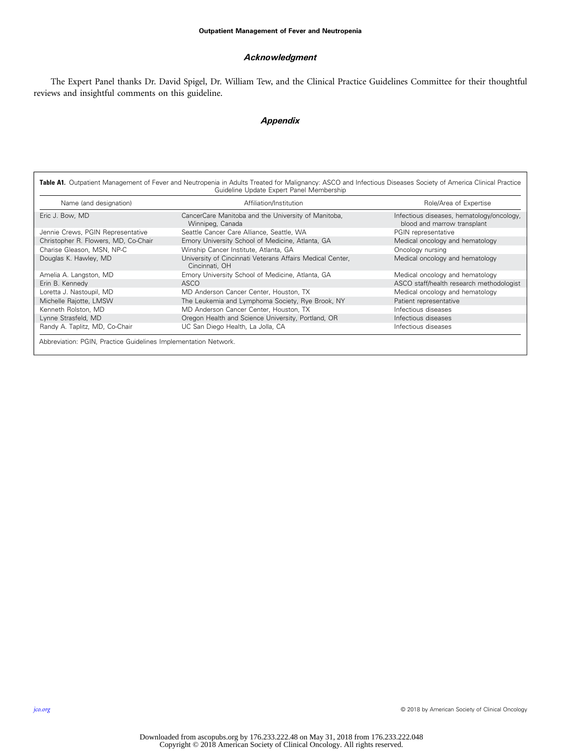### *Acknowledgment*

The Expert Panel thanks Dr. David Spigel, Dr. William Tew, and the Clinical Practice Guidelines Committee for their thoughtful reviews and insightful comments on this guideline.

### *Appendix*

**Table A1.** Outpatient Management of Fever and Neutropenia in Adults Treated for Malignancy: ASCO and Infectious Diseases Society of America Clinical Practice Guideline Update Expert Panel Membership

| Name (and designation) | Affiliation/Institution | Role/Area of Expertise |
|---|---|---|
| Eric J. Bow, MD | CancerCare Manitoba and the University of Manitoba, Winnipeg, Canada | Infectious diseases, hematology/oncology, blood and marrow transplant |
| Jennie Crews, PGIN Representative | Seattle Cancer Care Alliance, Seattle, WA | PGIN representative |
| Christopher R. Flowers, MD, Co-Chair | Emory University School of Medicine, Atlanta, GA | Medical oncology and hematology |
| Charise Gleason, MSN, NP-C | Winship Cancer Institute, Atlanta, GA | Oncology nursing |
| Douglas K. Hawley, MD | University of Cincinnati Veterans Affairs Medical Center, Cincinnati, OH | Medical oncology and hematology |
| Amelia A. Langston, MD | Emory University School of Medicine, Atlanta, GA | Medical oncology and hematology |
| Erin B. Kennedy | ASCO | ASCO staff/health research methodologist |
| Loretta J. Nastoupil, MD | MD Anderson Cancer Center, Houston, TX | Medical oncology and hematology |
| Michelle Rajotte, LMSW | The Leukemia and Lymphoma Society, Rye Brook, NY | Patient representative |
| Kenneth Rolston, MD | MD Anderson Cancer Center, Houston, TX | Infectious diseases |
| Lynne Strasfeld, MD | Oregon Health and Science University, Portland, OR | Infectious diseases |
| Randy A. Taplitz, MD, Co-Chair | UC San Diego Health, La Jolla, CA | Infectious diseases |

Abbreviation: PGIN, Practice Guidelines Implementation Network.